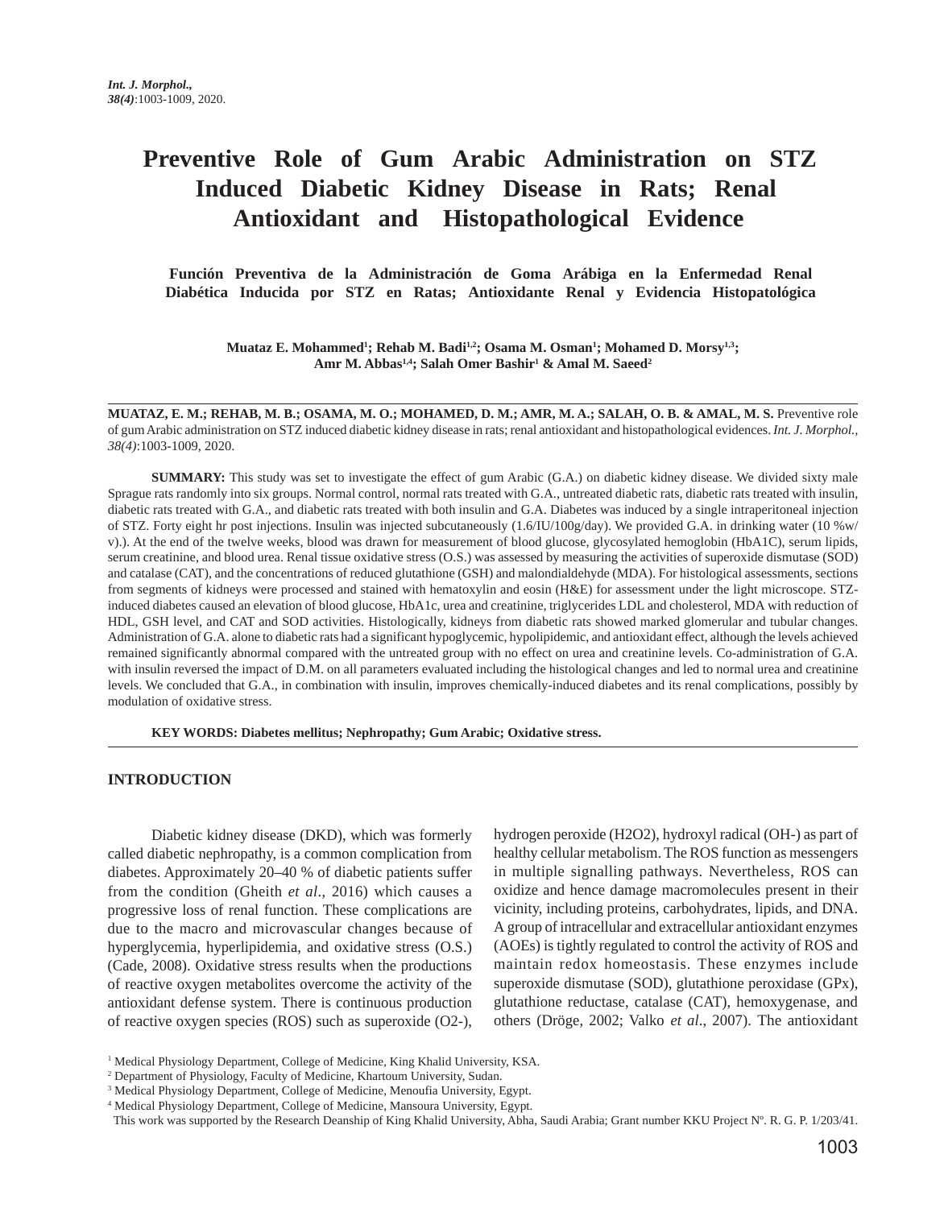# Preventive Role of Gum Arabic Administration on STZ Induced Diabetic Kidney Disease in Rats; Renal Antioxidant and Histopathological Evidence

**Función Preventiva de la Administración de Goma Arábiga en la Enfermedad Renal Diabética Inducida por STZ en Ratas; Antioxidante Renal y Evidencia Histopatológica**

**Muataz E. Mohammed[1]; Rehab M. Badi[1,2]; Osama M. Osman[1]; Mohamed D. Morsy[1,3]; Amr M. Abbas[1,4]; Salah Omer Bashir[1] & Amal M. Saeed[2]**

**MUATAZ, E. M.; REHAB, M. B.; OSAMA, M. O.; MOHAMED, D. M.; AMR, M. A.; SALAH, O. B. & AMAL, M. S.** Preventive role of gum Arabic administration on STZ induced diabetic kidney disease in rats; renal antioxidant and histopathological evidences. *Int. J. Morphol., 38(4)*:1003-1009, 2020.

**SUMMARY:** This study was set to investigate the effect of gum Arabic (G.A.) on diabetic kidney disease. We divided sixty male Sprague rats randomly into six groups. Normal control, normal rats treated with G.A., untreated diabetic rats, diabetic rats treated with insulin, diabetic rats treated with G.A., and diabetic rats treated with both insulin and G.A. Diabetes was induced by a single intraperitoneal injection of STZ. Forty eight hr post injections. Insulin was injected subcutaneously (1.6/IU/100g/day). We provided G.A. in drinking water (10 %w/v).). At the end of the twelve weeks, blood was drawn for measurement of blood glucose, glycosylated hemoglobin (HbA1C), serum lipids, serum creatinine, and blood urea. Renal tissue oxidative stress (O.S.) was assessed by measuring the activities of superoxide dismutase (SOD) and catalase (CAT), and the concentrations of reduced glutathione (GSH) and malondialdehyde (MDA). For histological assessments, sections from segments of kidneys were processed and stained with hematoxylin and eosin (H&E) for assessment under the light microscope. STZ-induced diabetes caused an elevation of blood glucose, HbA1c, urea and creatinine, triglycerides LDL and cholesterol, MDA with reduction of HDL, GSH level, and CAT and SOD activities. Histologically, kidneys from diabetic rats showed marked glomerular and tubular changes. Administration of G.A. alone to diabetic rats had a significant hypoglycemic, hypolipidemic, and antioxidant effect, although the levels achieved remained significantly abnormal compared with the untreated group with no effect on urea and creatinine levels. Co-administration of G.A. with insulin reversed the impact of D.M. on all parameters evaluated including the histological changes and led to normal urea and creatinine levels. We concluded that G.A., in combination with insulin, improves chemically-induced diabetes and its renal complications, possibly by modulation of oxidative stress.

**KEY WORDS: Diabetes mellitus; Nephropathy; Gum Arabic; Oxidative stress.**

## INTRODUCTION

Diabetic kidney disease (DKD), which was formerly called diabetic nephropathy, is a common complication from diabetes. Approximately 20–40 % of diabetic patients suffer from the condition (Gheith *et al*., 2016) which causes a progressive loss of renal function. These complications are due to the macro and microvascular changes because of hyperglycemia, hyperlipidemia, and oxidative stress (O.S.) (Cade, 2008). Oxidative stress results when the productions of reactive oxygen metabolites overcome the activity of the antioxidant defense system. There is continuous production of reactive oxygen species (ROS) such as superoxide ($O_2^-$), hydrogen peroxide ($H_2O_2$), hydroxyl radical ($OH^-$) as part of healthy cellular metabolism. The ROS function as messengers in multiple signalling pathways. Nevertheless, ROS can oxidize and hence damage macromolecules present in their vicinity, including proteins, carbohydrates, lipids, and DNA. A group of intracellular and extracellular antioxidant enzymes (AOEs) is tightly regulated to control the activity of ROS and maintain redox homeostasis. These enzymes include superoxide dismutase (SOD), glutathione peroxidase (GPx), glutathione reductase, catalase (CAT), hemoxygenase, and others (Dröge, 2002; Valko *et al*., 2007). The antioxidant

[1] Medical Physiology Department, College of Medicine, King Khalid University, KSA.
[2] Department of Physiology, Faculty of Medicine, Khartoum University, Sudan.
[3] Medical Physiology Department, College of Medicine, Menoufia University, Egypt.
[4] Medical Physiology Department, College of Medicine, Mansoura University, Egypt.
This work was supported by the Research Deanship of King Khalid University, Abha, Saudi Arabia; Grant number KKU Project Nº. R. G. P. 1/203/41.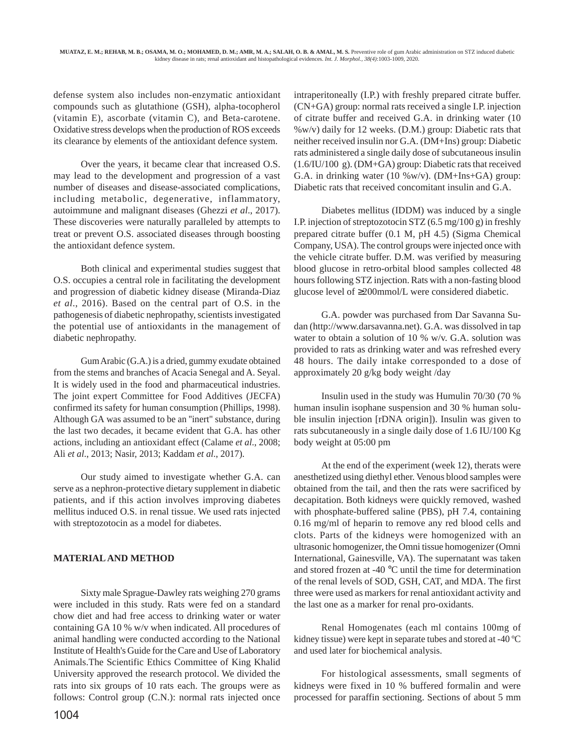defense system also includes non-enzymatic antioxidant compounds such as glutathione (GSH), alpha-tocopherol (vitamin E), ascorbate (vitamin C), and Beta-carotene. Oxidative stress develops when the production of ROS exceeds its clearance by elements of the antioxidant defence system.

Over the years, it became clear that increased O.S. may lead to the development and progression of a vast number of diseases and disease-associated complications, including metabolic, degenerative, inflammatory, autoimmune and malignant diseases (Ghezzi *et al*., 2017). These discoveries were naturally paralleled by attempts to treat or prevent O.S. associated diseases through boosting the antioxidant defence system.

Both clinical and experimental studies suggest that O.S. occupies a central role in facilitating the development and progression of diabetic kidney disease (Miranda-Diaz *et al*., 2016). Based on the central part of O.S. in the pathogenesis of diabetic nephropathy, scientists investigated the potential use of antioxidants in the management of diabetic nephropathy.

Gum Arabic (G.A.) is a dried, gummy exudate obtained from the stems and branches of Acacia Senegal and A. Seyal. It is widely used in the food and pharmaceutical industries. The joint expert Committee for Food Additives (JECFA) confirmed its safety for human consumption (Phillips, 1998). Although GA was assumed to be an "inert" substance, during the last two decades, it became evident that G.A. has other actions, including an antioxidant effect (Calame *et al*., 2008; Ali *et al*., 2013; Nasir, 2013; Kaddam *et al*., 2017).

Our study aimed to investigate whether G.A. can serve as a nephron-protective dietary supplement in diabetic patients, and if this action involves improving diabetes mellitus induced O.S. in renal tissue. We used rats injected with streptozotocin as a model for diabetes.

## MATERIAL AND METHOD

Sixty male Sprague-Dawley rats weighing 270 grams were included in this study. Rats were fed on a standard chow diet and had free access to drinking water or water containing GA 10 % w/v when indicated. All procedures of animal handling were conducted according to the National Institute of Health's Guide for the Care and Use of Laboratory Animals.The Scientific Ethics Committee of King Khalid University approved the research protocol. We divided the rats into six groups of 10 rats each. The groups were as follows: Control group (C.N.): normal rats injected once intraperitoneally (I.P.) with freshly prepared citrate buffer. (CN+GA) group: normal rats received a single I.P. injection of citrate buffer and received G.A. in drinking water (10 %w/v) daily for 12 weeks. (D.M.) group: Diabetic rats that neither received insulin nor G.A. (DM+Ins) group: Diabetic rats administered a single daily dose of subcutaneous insulin (1.6/IU/100 g). (DM+GA) group: Diabetic rats that received G.A. in drinking water (10 %w/v). (DM+Ins+GA) group: Diabetic rats that received concomitant insulin and G.A.

Diabetes mellitus (IDDM) was induced by a single I.P. injection of streptozotocin STZ (6.5 mg/100 g) in freshly prepared citrate buffer (0.1 M, pH 4.5) (Sigma Chemical Company, USA). The control groups were injected once with the vehicle citrate buffer. D.M. was verified by measuring blood glucose in retro-orbital blood samples collected 48 hours following STZ injection. Rats with a non-fasting blood glucose level of ≥200mmol/L were considered diabetic.

G.A. powder was purchased from Dar Savanna Sudan (http://www.darsavanna.net). G.A. was dissolved in tap water to obtain a solution of 10 % w/v. G.A. solution was provided to rats as drinking water and was refreshed every 48 hours. The daily intake corresponded to a dose of approximately 20 g/kg body weight /day

Insulin used in the study was Humulin 70/30 (70 % human insulin isophane suspension and 30 % human soluble insulin injection [rDNA origin]). Insulin was given to rats subcutaneously in a single daily dose of 1.6 IU/100 Kg body weight at 05:00 pm

At the end of the experiment (week 12), therats were anesthetized using diethyl ether. Venous blood samples were obtained from the tail, and then the rats were sacrificed by decapitation. Both kidneys were quickly removed, washed with phosphate-buffered saline (PBS), pH 7.4, containing 0.16 mg/ml of heparin to remove any red blood cells and clots. Parts of the kidneys were homogenized with an ultrasonic homogenizer, the Omni tissue homogenizer (Omni International, Gainesville, VA). The supernatant was taken and stored frozen at -40 °C until the time for determination of the renal levels of SOD, GSH, CAT, and MDA. The first three were used as markers for renal antioxidant activity and the last one as a marker for renal pro-oxidants.

Renal Homogenates (each ml contains 100mg of kidney tissue) were kept in separate tubes and stored at -40 ºC and used later for biochemical analysis.

For histological assessments, small segments of kidneys were fixed in 10 % buffered formalin and were processed for paraffin sectioning. Sections of about 5 mm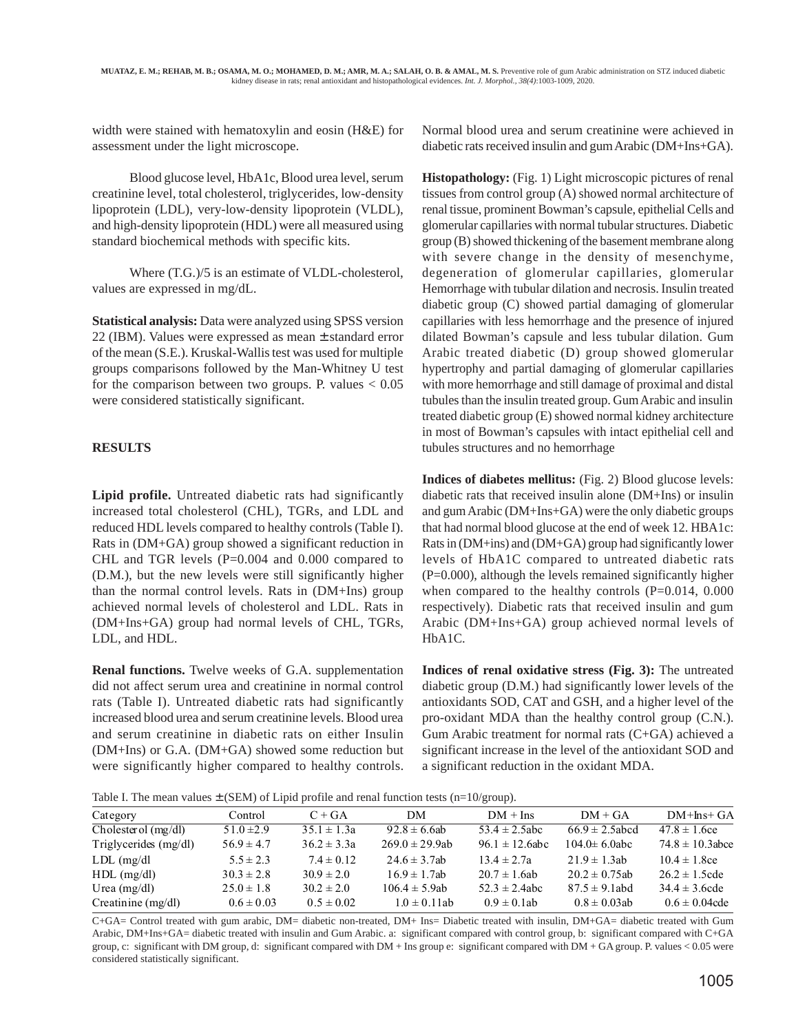width were stained with hematoxylin and eosin (H&E) for assessment under the light microscope.

Blood glucose level, HbA1c, Blood urea level, serum creatinine level, total cholesterol, triglycerides, low-density lipoprotein (LDL), very-low-density lipoprotein (VLDL), and high-density lipoprotein (HDL) were all measured using standard biochemical methods with specific kits.

Where (T.G.)/5 is an estimate of VLDL-cholesterol, values are expressed in mg/dL.

**Statistical analysis:** Data were analyzed using SPSS version 22 (IBM). Values were expressed as mean ± standard error of the mean (S.E.). Kruskal-Wallis test was used for multiple groups comparisons followed by the Man-Whitney U test for the comparison between two groups. P. values < 0.05 were considered statistically significant.

## RESULTS

**Lipid profile.** Untreated diabetic rats had significantly increased total cholesterol (CHL), TGRs, and LDL and reduced HDL levels compared to healthy controls (Table I). Rats in (DM+GA) group showed a significant reduction in CHL and TGR levels (P=0.004 and 0.000 compared to (D.M.), but the new levels were still significantly higher than the normal control levels. Rats in (DM+Ins) group achieved normal levels of cholesterol and LDL. Rats in (DM+Ins+GA) group had normal levels of CHL, TGRs, LDL, and HDL.

**Renal functions.** Twelve weeks of G.A. supplementation did not affect serum urea and creatinine in normal control rats (Table I). Untreated diabetic rats had significantly increased blood urea and serum creatinine levels. Blood urea and serum creatinine in diabetic rats on either Insulin (DM+Ins) or G.A. (DM+GA) showed some reduction but were significantly higher compared to healthy controls. Normal blood urea and serum creatinine were achieved in diabetic rats received insulin and gum Arabic (DM+Ins+GA).

**Histopathology:** (Fig. 1) Light microscopic pictures of renal tissues from control group (A) showed normal architecture of renal tissue, prominent Bowman's capsule, epithelial Cells and glomerular capillaries with normal tubular structures. Diabetic group (B) showed thickening of the basement membrane along with severe change in the density of mesenchyme, degeneration of glomerular capillaries, glomerular Hemorrhage with tubular dilation and necrosis. Insulin treated diabetic group (C) showed partial damaging of glomerular capillaries with less hemorrhage and the presence of injured dilated Bowman's capsule and less tubular dilation. Gum Arabic treated diabetic (D) group showed glomerular hypertrophy and partial damaging of glomerular capillaries with more hemorrhage and still damage of proximal and distal tubules than the insulin treated group. Gum Arabic and insulin treated diabetic group (E) showed normal kidney architecture in most of Bowman's capsules with intact epithelial cell and tubules structures and no hemorrhage

**Indices of diabetes mellitus:** (Fig. 2) Blood glucose levels: diabetic rats that received insulin alone (DM+Ins) or insulin and gum Arabic (DM+Ins+GA) were the only diabetic groups that had normal blood glucose at the end of week 12. HBA1c: Rats in (DM+ins) and (DM+GA) group had significantly lower levels of HbA1C compared to untreated diabetic rats (P=0.000), although the levels remained significantly higher when compared to the healthy controls (P=0.014, 0.000 respectively). Diabetic rats that received insulin and gum Arabic (DM+Ins+GA) group achieved normal levels of HbA1C.

**Indices of renal oxidative stress (Fig. 3):** The untreated diabetic group (D.M.) had significantly lower levels of the antioxidants SOD, CAT and GSH, and a higher level of the pro-oxidant MDA than the healthy control group (C.N.). Gum Arabic treatment for normal rats (C+GA) achieved a significant increase in the level of the antioxidant SOD and a significant reduction in the oxidant MDA.

Table I. The mean values ± (SEM) of Lipid profile and renal function tests (n=10/group).

| Category | Control | C + GA | DM | DM + Ins | DM + GA | DM+Ins+ GA |
|---|---|---|---|---|---|---|
| Cholesterol (mg/dl) | 51.0 ±2.9 | 35.1 ± 1.3a | 92.8 ± 6.6ab | 53.4 ± 2.5abc | 66.9 ± 2.5abcd | 47.8 ± 1.6ce |
| Triglycerides (mg/dl) | 56.9 ± 4.7 | 36.2 ± 3.3a | 269.0 ± 29.9ab | 96.1 ± 12.6abc | 104.0± 6.0abc | 74.8 ± 10.3abce |
| LDL (mg/dl | 5.5 ± 2.3 | 7.4 ± 0.12 | 24.6 ± 3.7ab | 13.4 ± 2.7a | 21.9 ± 1.3ab | 10.4 ± 1.8ce |
| HDL (mg/dl) | 30.3 ± 2.8 | 30.9 ± 2.0 | 16.9 ± 1.7ab | 20.7 ± 1.6ab | 20.2 ± 0.75ab | 26.2 ± 1.5cde |
| Urea (mg/dl) | 25.0 ± 1.8 | 30.2 ± 2.0 | 106.4 ± 5.9ab | 52.3 ± 2.4abc | 87.5 ± 9.1abd | 34.4 ± 3.6cde |
| Creatinine (mg/dl) | 0.6 ± 0.03 | 0.5 ± 0.02 | 1.0 ± 0.11ab | 0.9 ± 0.1ab | 0.8 ± 0.03ab | 0.6 ± 0.04cde |

C+GA= Control treated with gum arabic, DM= diabetic non-treated, DM+ Ins= Diabetic treated with insulin, DM+GA= diabetic treated with Gum Arabic, DM+Ins+GA= diabetic treated with insulin and Gum Arabic. a: significant compared with control group, b: significant compared with C+GA group, c: significant with DM group, d: significant compared with DM + Ins group e: significant compared with DM + GA group. P. values < 0.05 were considered statistically significant.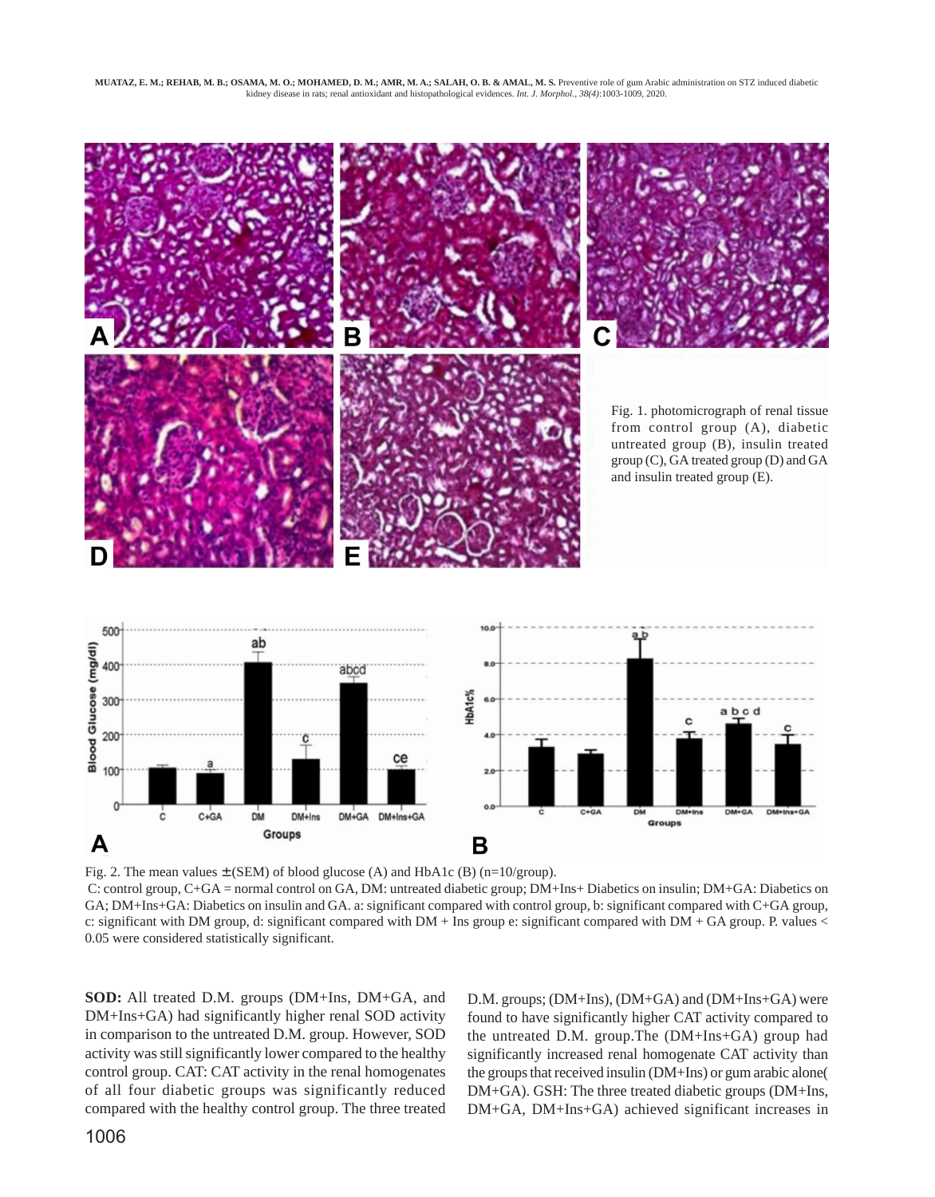Fig. 1. photomicrograph of renal tissue from control group (A), diabetic untreated group (B), insulin treated group (C), GA treated group (D) and GA and insulin treated group (E).

Fig. 2. The mean values ± (SEM) of blood glucose (A) and HbA1c (B) (n=10/group).
C: control group, C+GA = normal control on GA, DM: untreated diabetic group; DM+Ins+ Diabetics on insulin; DM+GA: Diabetics on GA; DM+Ins+GA: Diabetics on insulin and GA. a: significant compared with control group, b: significant compared with C+GA group, c: significant with DM group, d: significant compared with DM + Ins group e: significant compared with DM + GA group. P. values < 0.05 were considered statistically significant.

**SOD:** All treated D.M. groups (DM+Ins, DM+GA, and DM+Ins+GA) had significantly higher renal SOD activity in comparison to the untreated D.M. group. However, SOD activity was still significantly lower compared to the healthy control group. CAT: CAT activity in the renal homogenates of all four diabetic groups was significantly reduced compared with the healthy control group. The three treated D.M. groups; (DM+Ins), (DM+GA) and (DM+Ins+GA) were found to have significantly higher CAT activity compared to the untreated D.M. group.The (DM+Ins+GA) group had significantly increased renal homogenate CAT activity than the groups that received insulin (DM+Ins) or gum arabic alone( DM+GA). GSH: The three treated diabetic groups (DM+Ins, DM+GA, DM+Ins+GA) achieved significant increases in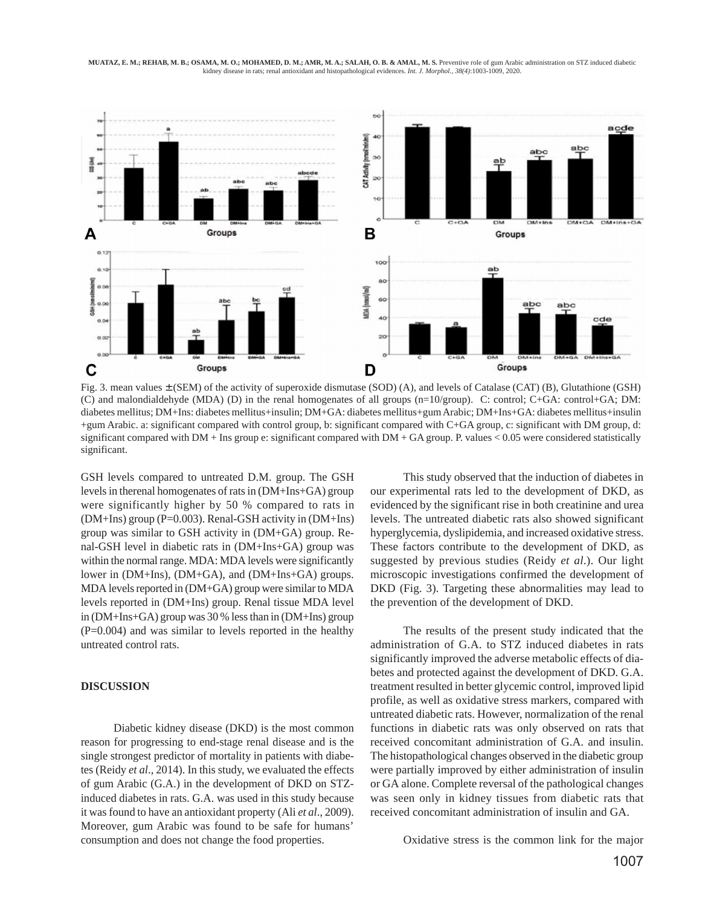Fig. 3. mean values ± (SEM) of the activity of superoxide dismutase (SOD) (A), and levels of Catalase (CAT) (B), Glutathione (GSH) (C) and malondialdehyde (MDA) (D) in the renal homogenates of all groups (n=10/group). C: control; C+GA: control+GA; DM: diabetes mellitus; DM+Ins: diabetes mellitus+insulin; DM+GA: diabetes mellitus+gum Arabic; DM+Ins+GA: diabetes mellitus+insulin +gum Arabic. a: significant compared with control group, b: significant compared with C+GA group, c: significant with DM group, d: significant compared with DM + Ins group e: significant compared with DM + GA group. P. values < 0.05 were considered statistically significant.

GSH levels compared to untreated D.M. group. The GSH levels in therenal homogenates of rats in (DM+Ins+GA) group were significantly higher by 50 % compared to rats in (DM+Ins) group (P=0.003). Renal-GSH activity in (DM+Ins) group was similar to GSH activity in (DM+GA) group. Renal-GSH level in diabetic rats in (DM+Ins+GA) group was within the normal range. MDA: MDA levels were significantly lower in (DM+Ins), (DM+GA), and (DM+Ins+GA) groups. MDA levels reported in (DM+GA) group were similar to MDA levels reported in (DM+Ins) group. Renal tissue MDA level in (DM+Ins+GA) group was 30 % less than in (DM+Ins) group (P=0.004) and was similar to levels reported in the healthy untreated control rats.

## DISCUSSION

Diabetic kidney disease (DKD) is the most common reason for progressing to end-stage renal disease and is the single strongest predictor of mortality in patients with diabetes (Reidy *et al*., 2014). In this study, we evaluated the effects of gum Arabic (G.A.) in the development of DKD on STZ-induced diabetes in rats. G.A. was used in this study because it was found to have an antioxidant property (Ali *et al*., 2009). Moreover, gum Arabic was found to be safe for humans' consumption and does not change the food properties.

This study observed that the induction of diabetes in our experimental rats led to the development of DKD, as evidenced by the significant rise in both creatinine and urea levels. The untreated diabetic rats also showed significant hyperglycemia, dyslipidemia, and increased oxidative stress. These factors contribute to the development of DKD, as suggested by previous studies (Reidy *et al*.). Our light microscopic investigations confirmed the development of DKD (Fig. 3). Targeting these abnormalities may lead to the prevention of the development of DKD.

The results of the present study indicated that the administration of G.A. to STZ induced diabetes in rats significantly improved the adverse metabolic effects of diabetes and protected against the development of DKD. G.A. treatment resulted in better glycemic control, improved lipid profile, as well as oxidative stress markers, compared with untreated diabetic rats. However, normalization of the renal functions in diabetic rats was only observed on rats that received concomitant administration of G.A. and insulin. The histopathological changes observed in the diabetic group were partially improved by either administration of insulin or GA alone. Complete reversal of the pathological changes was seen only in kidney tissues from diabetic rats that received concomitant administration of insulin and GA.

Oxidative stress is the common link for the major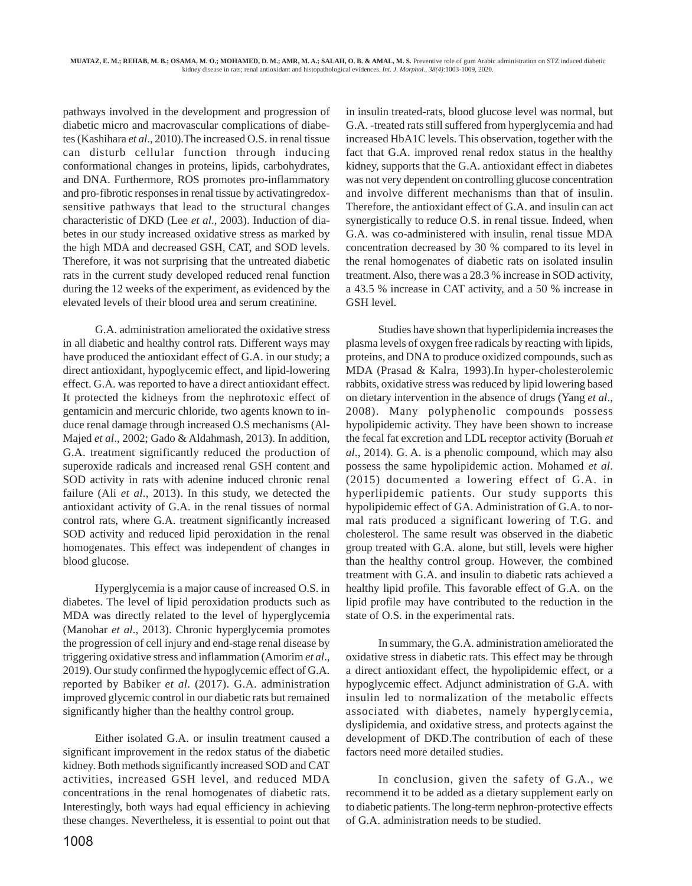pathways involved in the development and progression of diabetic micro and macrovascular complications of diabetes (Kashihara *et al*., 2010).The increased O.S. in renal tissue can disturb cellular function through inducing conformational changes in proteins, lipids, carbohydrates, and DNA. Furthermore, ROS promotes pro-inflammatory and pro-fibrotic responses in renal tissue by activatingredox-sensitive pathways that lead to the structural changes characteristic of DKD (Lee *et al*., 2003). Induction of diabetes in our study increased oxidative stress as marked by the high MDA and decreased GSH, CAT, and SOD levels. Therefore, it was not surprising that the untreated diabetic rats in the current study developed reduced renal function during the 12 weeks of the experiment, as evidenced by the elevated levels of their blood urea and serum creatinine.

G.A. administration ameliorated the oxidative stress in all diabetic and healthy control rats. Different ways may have produced the antioxidant effect of G.A. in our study; a direct antioxidant, hypoglycemic effect, and lipid-lowering effect. G.A. was reported to have a direct antioxidant effect. It protected the kidneys from the nephrotoxic effect of gentamicin and mercuric chloride, two agents known to induce renal damage through increased O.S mechanisms (Al-Majed *et al*., 2002; Gado & Aldahmash, 2013). In addition, G.A. treatment significantly reduced the production of superoxide radicals and increased renal GSH content and SOD activity in rats with adenine induced chronic renal failure (Ali *et al*., 2013). In this study, we detected the antioxidant activity of G.A. in the renal tissues of normal control rats, where G.A. treatment significantly increased SOD activity and reduced lipid peroxidation in the renal homogenates. This effect was independent of changes in blood glucose.

Hyperglycemia is a major cause of increased O.S. in diabetes. The level of lipid peroxidation products such as MDA was directly related to the level of hyperglycemia (Manohar *et al*., 2013). Chronic hyperglycemia promotes the progression of cell injury and end-stage renal disease by triggering oxidative stress and inflammation (Amorim *et al*., 2019). Our study confirmed the hypoglycemic effect of G.A. reported by Babiker *et al*. (2017). G.A. administration improved glycemic control in our diabetic rats but remained significantly higher than the healthy control group.

Either isolated G.A. or insulin treatment caused a significant improvement in the redox status of the diabetic kidney. Both methods significantly increased SOD and CAT activities, increased GSH level, and reduced MDA concentrations in the renal homogenates of diabetic rats. Interestingly, both ways had equal efficiency in achieving these changes. Nevertheless, it is essential to point out that in insulin treated-rats, blood glucose level was normal, but G.A. -treated rats still suffered from hyperglycemia and had increased HbA1C levels. This observation, together with the fact that G.A. improved renal redox status in the healthy kidney, supports that the G.A. antioxidant effect in diabetes was not very dependent on controlling glucose concentration and involve different mechanisms than that of insulin. Therefore, the antioxidant effect of G.A. and insulin can act synergistically to reduce O.S. in renal tissue. Indeed, when G.A. was co-administered with insulin, renal tissue MDA concentration decreased by 30 % compared to its level in the renal homogenates of diabetic rats on isolated insulin treatment. Also, there was a 28.3 % increase in SOD activity, a 43.5 % increase in CAT activity, and a 50 % increase in GSH level.

Studies have shown that hyperlipidemia increases the plasma levels of oxygen free radicals by reacting with lipids, proteins, and DNA to produce oxidized compounds, such as MDA (Prasad & Kalra, 1993).In hyper-cholesterolemic rabbits, oxidative stress was reduced by lipid lowering based on dietary intervention in the absence of drugs (Yang *et al*., 2008). Many polyphenolic compounds possess hypolipidemic activity. They have been shown to increase the fecal fat excretion and LDL receptor activity (Boruah *et al*., 2014). G. A. is a phenolic compound, which may also possess the same hypolipidemic action. Mohamed *et al*. (2015) documented a lowering effect of G.A. in hyperlipidemic patients. Our study supports this hypolipidemic effect of GA. Administration of G.A. to normal rats produced a significant lowering of T.G. and cholesterol. The same result was observed in the diabetic group treated with G.A. alone, but still, levels were higher than the healthy control group. However, the combined treatment with G.A. and insulin to diabetic rats achieved a healthy lipid profile. This favorable effect of G.A. on the lipid profile may have contributed to the reduction in the state of O.S. in the experimental rats.

In summary, the G.A. administration ameliorated the oxidative stress in diabetic rats. This effect may be through a direct antioxidant effect, the hypolipidemic effect, or a hypoglycemic effect. Adjunct administration of G.A. with insulin led to normalization of the metabolic effects associated with diabetes, namely hyperglycemia, dyslipidemia, and oxidative stress, and protects against the development of DKD.The contribution of each of these factors need more detailed studies.

In conclusion, given the safety of G.A., we recommend it to be added as a dietary supplement early on to diabetic patients. The long-term nephron-protective effects of G.A. administration needs to be studied.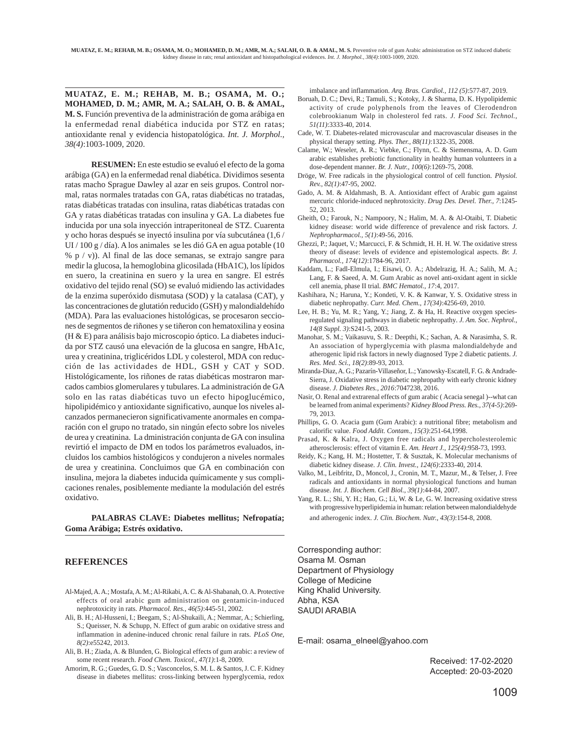**MUATAZ, E. M.; REHAB, M. B.; OSAMA, M. O.; MOHAMED, D. M.; AMR, M. A.; SALAH, O. B. & AMAL, M. S.** Función preventiva de la administración de goma arábiga en la enfermedad renal diabética inducida por STZ en ratas; antioxidante renal y evidencia histopatológica. *Int. J. Morphol., 38(4)*:1003-1009, 2020.

**RESUMEN:** En este estudio se evaluó el efecto de la goma arábiga (GA) en la enfermedad renal diabética. Dividimos sesenta ratas macho Sprague Dawley al azar en seis grupos. Control normal, ratas normales tratadas con GA, ratas diabéticas no tratadas, ratas diabéticas tratadas con insulina, ratas diabéticas tratadas con GA y ratas diabéticas tratadas con insulina y GA. La diabetes fue inducida por una sola inyección intraperitoneal de STZ. Cuarenta y ocho horas después se inyectó insulina por vía subcutánea (1,6 / UI / 100 g / día). A los animales se les dió GA en agua potable (10 % p / v)). Al final de las doce semanas, se extrajo sangre para medir la glucosa, la hemoglobina glicosilada (HbA1C), los lípidos en suero, la creatinina en suero y la urea en sangre. El estrés oxidativo del tejido renal (SO) se evaluó midiendo las actividades de la enzima superóxido dismutasa (SOD) y la catalasa (CAT), y las concentraciones de glutatión reducido (GSH) y malondialdehído (MDA). Para las evaluaciones histológicas, se procesaron secciones de segmentos de riñones y se tiñeron con hematoxilina y eosina (H & E) para análisis bajo microscopio óptico. La diabetes inducida por STZ causó una elevación de la glucosa en sangre, HbA1c, urea y creatinina, triglicéridos LDL y colesterol, MDA con reducción de las actividades de HDL, GSH y CAT y SOD. Histológicamente, los riñones de ratas diabéticas mostraron marcados cambios glomerulares y tubulares. La administración de GA solo en las ratas diabéticas tuvo un efecto hipoglucémico, hipolipidémico y antioxidante significativo, aunque los niveles alcanzados permanecieron significativamente anormales en comparación con el grupo no tratado, sin ningún efecto sobre los niveles de urea y creatinina. La dministración conjunta de GA con insulina revirtió el impacto de DM en todos los parámetros evaluados, incluidos los cambios histológicos y condujeron a niveles normales de urea y creatinina. Concluimos que GA en combinación con insulina, mejora la diabetes inducida químicamente y sus complicaciones renales, posiblemente mediante la modulación del estrés oxidativo.

**PALABRAS CLAVE: Diabetes mellitus; Nefropatía; Goma Arábiga; Estrés oxidativo.**

## REFERENCES

Al-Majed, A. A.; Mostafa, A. M.; Al-Rikabi, A. C. & Al-Shabanah, O. A. Protective effects of oral arabic gum administration on gentamicin-induced nephrotoxicity in rats. *Pharmacol. Res., 46(5)*:445-51, 2002.

Ali, B. H.; Al-Husseni, I.; Beegam, S.; Al-Shukaili, A.; Nemmar, A.; Schierling, S.; Queisser, N. & Schupp, N. Effect of gum arabic on oxidative stress and inflammation in adenine-induced chronic renal failure in rats. *PLoS One, 8(2)*:e55242, 2013.

Ali, B. H.; Ziada, A. & Blunden, G. Biological effects of gum arabic: a review of some recent research. *Food Chem. Toxicol., 47(1)*:1-8, 2009.

Amorim, R. G.; Guedes, G. D. S.; Vasconcelos, S. M. L. & Santos, J. C. F. Kidney disease in diabetes mellitus: cross-linking between hyperglycemia, redox imbalance and inflammation. *Arq. Bras. Cardiol., 112 (5)*:577-87, 2019.

Boruah, D. C.; Devi, R.; Tamuli, S.; Kotoky, J. & Sharma, D. K. Hypolipidemic activity of crude polyphenols from the leaves of Clerodendron colebrookianum Walp in cholesterol fed rats. *J. Food Sci. Technol., 51(11)*:3333-40, 2014.

Cade, W. T. Diabetes-related microvascular and macrovascular diseases in the physical therapy setting. *Phys. Ther., 88(11)*:1322-35, 2008.

Calame, W.; Weseler, A. R.; Viebke, C.; Flynn, C. & Siemensma, A. D. Gum arabic establishes prebiotic functionality in healthy human volunteers in a dose-dependent manner. *Br. J. Nutr., 100(6)*:1269-75, 2008.

Dröge, W. Free radicals in the physiological control of cell function. *Physiol. Rev., 82(1)*:47-95, 2002.

Gado, A. M. & Aldahmash, B. A. Antioxidant effect of Arabic gum against mercuric chloride-induced nephrotoxicity. *Drug Des. Devel. Ther., 7*:1245-52, 2013.

Gheith, O.; Farouk, N.; Nampoory, N.; Halim, M. A. & Al-Otaibi, T. Diabetic kidney disease: world wide difference of prevalence and risk factors. *J. Nephropharmacol., 5(1)*:49-56, 2016.

Ghezzi, P.; Jaquet, V.; Marcucci, F. & Schmidt, H. H. H. W. The oxidative stress theory of disease: levels of evidence and epistemological aspects. *Br. J. Pharmacol., 174(12)*:1784-96, 2017.

Kaddam, L.; Fadl-Elmula, I.; Eisawi, O. A.; Abdelrazig, H. A.; Salih, M. A.; Lang, F. & Saeed, A. M. Gum Arabic as novel anti-oxidant agent in sickle cell anemia, phase II trial. *BMC Hematol., 17*:4, 2017.

Kashihara, N.; Haruna, Y.; Kondeti, V. K. & Kanwar, Y. S. Oxidative stress in diabetic nephropathy. *Curr. Med. Chem., 17(34)*:4256-69, 2010.

Lee, H. B.; Yu, M. R.; Yang, Y.; Jiang, Z. & Ha, H. Reactive oxygen species-regulated signaling pathways in diabetic nephropathy. *J. Am. Soc. Nephrol., 14(8 Suppl. 3)*:S241-5, 2003.

Manohar, S. M.; Vaikasuvu, S. R.: Deepthi, K.; Sachan, A. & Narasimha, S. R. An association of hyperglycemia with plasma malondialdehyde and atherogenic lipid risk factors in newly diagnosed Type 2 diabetic patients. *J. Res. Med. Sci., 18(2)*:89-93, 2013.

Miranda-Diaz, A. G.; Pazarín-Villaseñor, L.; Yanowsky-Escatell, F. G. & Andrade-Sierra, J. Oxidative stress in diabetic nephropathy with early chronic kidney disease. *J. Diabetes Res., 2016*:7047238, 2016.

Nasir, O. Renal and extrarenal effects of gum arabic ( Acacia senegal )--what can be learned from animal experiments? *Kidney Blood Press. Res., 37(4-5)*:269-79, 2013.

Phillips, G. O. Acacia gum (Gum Arabic): a nutritional fibre; metabolism and calorific value. *Food Addit. Contam., 15(3)*:251-64,1998.

Prasad, K. & Kalra, J. Oxygen free radicals and hypercholesterolemic atherosclerosis: effect of vitamin E. *Am. Heart J., 125(4)*:958-73, 1993.

Reidy, K.; Kang, H. M.; Hostetter, T. & Susztak, K. Molecular mechanisms of diabetic kidney disease. *J. Clin. Invest., 124(6)*:2333-40, 2014.

Valko, M., Leibfritz, D., Moncol, J., Cronin, M. T., Mazur, M., & Telser, J. Free radicals and antioxidants in normal physiological functions and human disease. *Int. J. Biochem. Cell Biol., 39(1)*:44-84, 2007.

Yang, R. L.; Shi, Y. H.; Hao, G.; Li, W. & Le, G. W. Increasing oxidative stress with progressive hyperlipidemia in human: relation between malondialdehyde and atherogenic index. *J. Clin. Biochem. Nutr., 43(3)*:154-8, 2008.

Corresponding author:
Osama M. Osman
Department of Physiology
College of Medicine
King Khalid University.
Abha, KSA
SAUDI ARABIA

E-mail: osama_elneel@yahoo.com

Received: 17-02-2020
Accepted: 20-03-2020